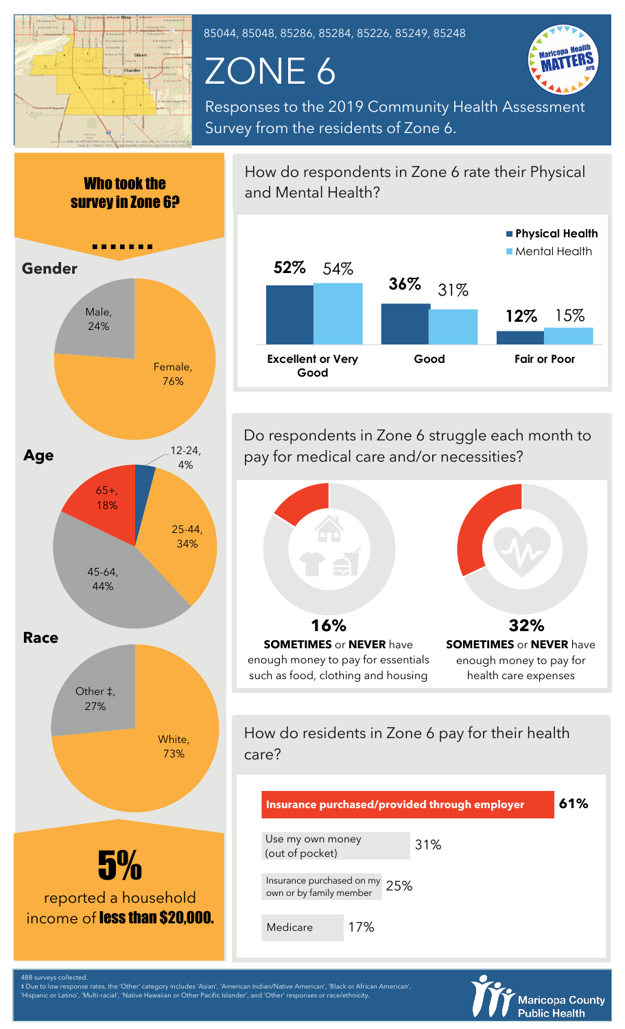85044, 85048, 85286, 85284, 85226, 85249, 85248

# ZONE 6

Responses to the 2019 Community Health Assessment Survey from the residents of Zone 6.

## Who took the survey in Zone 6?

### Gender

| Gender | Percent |
|---|---|
| Male | 24% |
| Female | 76% |

### Age

| Age | Percent |
|---|---|
| 12-24 | 4% |
| 25-44 | 34% |
| 45-64 | 44% |
| 65+ | 18% |

### Race

| Race | Percent |
|---|---|
| Other ‡ | 27% |
| White | 73% |

**5%** reported a household income of **less than $20,000.**

## How do respondents in Zone 6 rate their Physical and Mental Health?

| | Physical Health | Mental Health |
|---|---|---|
| Excellent or Very Good | 52% | 54% |
| Good | 36% | 31% |
| Fair or Poor | 12% | 15% |

## Do respondents in Zone 6 struggle each month to pay for medical care and/or necessities?

**16%** **SOMETIMES** or **NEVER** have enough money to pay for essentials such as food, clothing and housing

**32%** **SOMETIMES** or **NEVER** have enough money to pay for health care expenses

## How do residents in Zone 6 pay for their health care?

| Payment method | Percent |
|---|---|
| **Insurance purchased/provided through employer** | **61%** |
| Use my own money (out of pocket) | 31% |
| Insurance purchased on my own or by family member | 25% |
| Medicare | 17% |

488 surveys collected.

‡ Due to low response rates, the 'Other' category includes 'Asian', 'American Indian/Native American', 'Black or African American', 'Hispanic or Latino', 'Multi-racial', 'Native Hawaiian or Other Pacific Islander', and 'Other' responses or race/ethnicity.

Maricopa County Public Health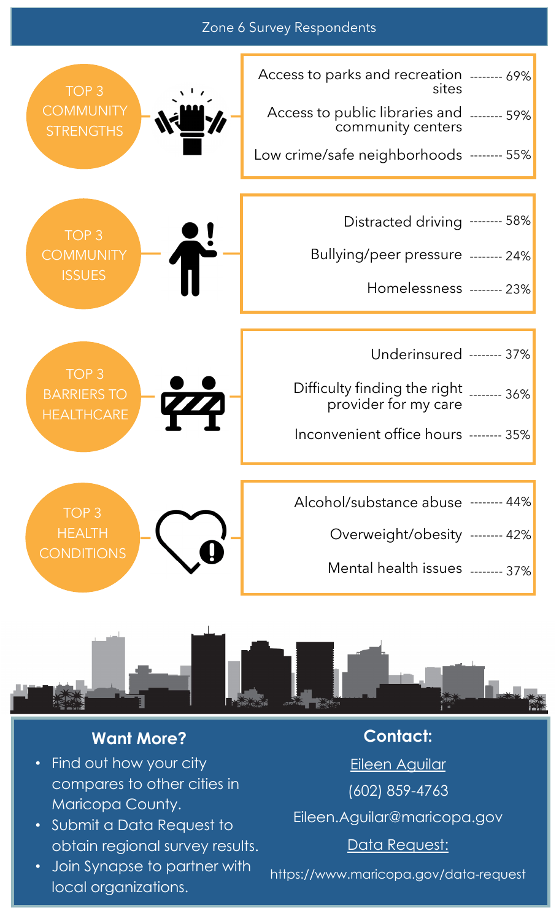## Zone 6 Survey Respondents

### TOP 3 COMMUNITY STRENGTHS

- Access to parks and recreation sites -------- 69%
- Access to public libraries and community centers -------- 59%
- Low crime/safe neighborhoods -------- 55%

### TOP 3 COMMUNITY ISSUES

- Distracted driving -------- 58%
- Bullying/peer pressure -------- 24%
- Homelessness -------- 23%

### TOP 3 BARRIERS TO HEALTHCARE

- Underinsured -------- 37%
- Difficulty finding the right provider for my care -------- 36%
- Inconvenient office hours -------- 35%

### TOP 3 HEALTH CONDITIONS

- Alcohol/substance abuse -------- 44%
- Overweight/obesity -------- 42%
- Mental health issues -------- 37%

### Want More?

- Find out how your city compares to other cities in Maricopa County.
- Submit a Data Request to obtain regional survey results.
- Join Synapse to partner with local organizations.

### Contact:

Eileen Aguilar

(602) 859-4763

Eileen.Aguilar@maricopa.gov

Data Request:

https://www.maricopa.gov/data-request